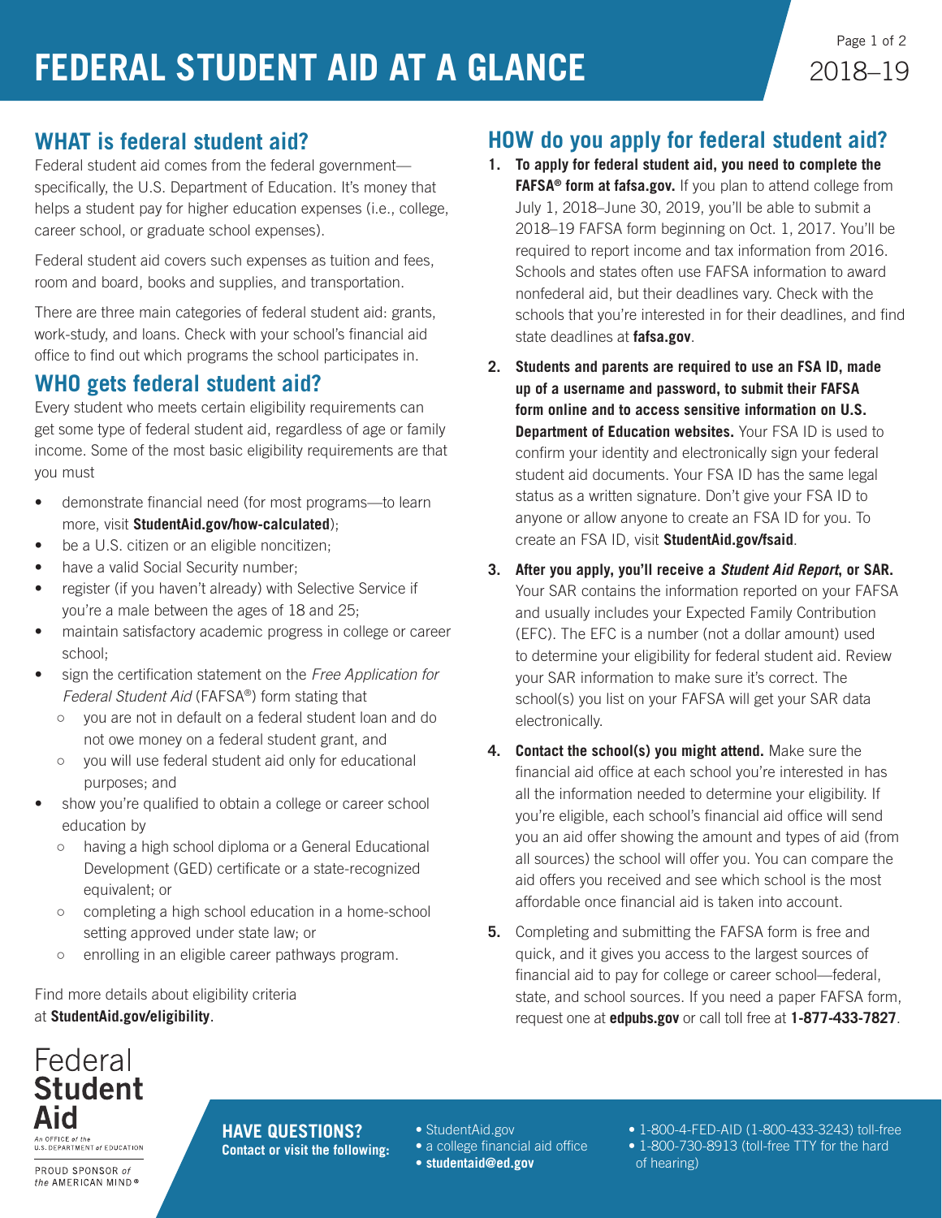# FEDERAL STUDENT AID AT A GLANCE

2018–19

## WHAT is federal student aid?

Federal student aid comes from the federal government—specifically, the U.S. Department of Education. It's money that helps a student pay for higher education expenses (i.e., college, career school, or graduate school expenses).

Federal student aid covers such expenses as tuition and fees, room and board, books and supplies, and transportation.

There are three main categories of federal student aid: grants, work-study, and loans. Check with your school's financial aid office to find out which programs the school participates in.

## WHO gets federal student aid?

Every student who meets certain eligibility requirements can get some type of federal student aid, regardless of age or family income. Some of the most basic eligibility requirements are that you must

- demonstrate financial need (for most programs—to learn more, visit **StudentAid.gov/how-calculated**);
- be a U.S. citizen or an eligible noncitizen;
- have a valid Social Security number;
- register (if you haven't already) with Selective Service if you're a male between the ages of 18 and 25;
- maintain satisfactory academic progress in college or career school;
- sign the certification statement on the *Free Application for Federal Student Aid* (FAFSA®) form stating that
  - you are not in default on a federal student loan and do not owe money on a federal student grant, and
  - you will use federal student aid only for educational purposes; and
- show you're qualified to obtain a college or career school education by
  - having a high school diploma or a General Educational Development (GED) certificate or a state-recognized equivalent; or
  - completing a high school education in a home-school setting approved under state law; or
  - enrolling in an eligible career pathways program.

Find more details about eligibility criteria at **StudentAid.gov/eligibility**.

## HOW do you apply for federal student aid?

1. **To apply for federal student aid, you need to complete the FAFSA® form at fafsa.gov.** If you plan to attend college from July 1, 2018–June 30, 2019, you'll be able to submit a 2018–19 FAFSA form beginning on Oct. 1, 2017. You'll be required to report income and tax information from 2016. Schools and states often use FAFSA information to award nonfederal aid, but their deadlines vary. Check with the schools that you're interested in for their deadlines, and find state deadlines at **fafsa.gov**.
2. **Students and parents are required to use an FSA ID, made up of a username and password, to submit their FAFSA form online and to access sensitive information on U.S. Department of Education websites.** Your FSA ID is used to confirm your identity and electronically sign your federal student aid documents. Your FSA ID has the same legal status as a written signature. Don't give your FSA ID to anyone or allow anyone to create an FSA ID for you. To create an FSA ID, visit **StudentAid.gov/fsaid**.
3. **After you apply, you'll receive a *Student Aid Report*, or SAR.** Your SAR contains the information reported on your FAFSA and usually includes your Expected Family Contribution (EFC). The EFC is a number (not a dollar amount) used to determine your eligibility for federal student aid. Review your SAR information to make sure it's correct. The school(s) you list on your FAFSA will get your SAR data electronically.
4. **Contact the school(s) you might attend.** Make sure the financial aid office at each school you're interested in has all the information needed to determine your eligibility. If you're eligible, each school's financial aid office will send you an aid offer showing the amount and types of aid (from all sources) the school will offer you. You can compare the aid offers you received and see which school is the most affordable once financial aid is taken into account.
5. Completing and submitting the FAFSA form is free and quick, and it gives you access to the largest sources of financial aid to pay for college or career school—federal, state, and school sources. If you need a paper FAFSA form, request one at **edpubs.gov** or call toll free at **1-877-433-7827**.

Federal **Student Aid**

An OFFICE of the U.S. DEPARTMENT of EDUCATION

PROUD SPONSOR of the AMERICAN MIND®

**HAVE QUESTIONS?**
**Contact or visit the following:**

- StudentAid.gov
- a college financial aid office
- **studentaid@ed.gov**
- 1-800-4-FED-AID (1-800-433-3243) toll-free
- 1-800-730-8913 (toll-free TTY for the hard of hearing)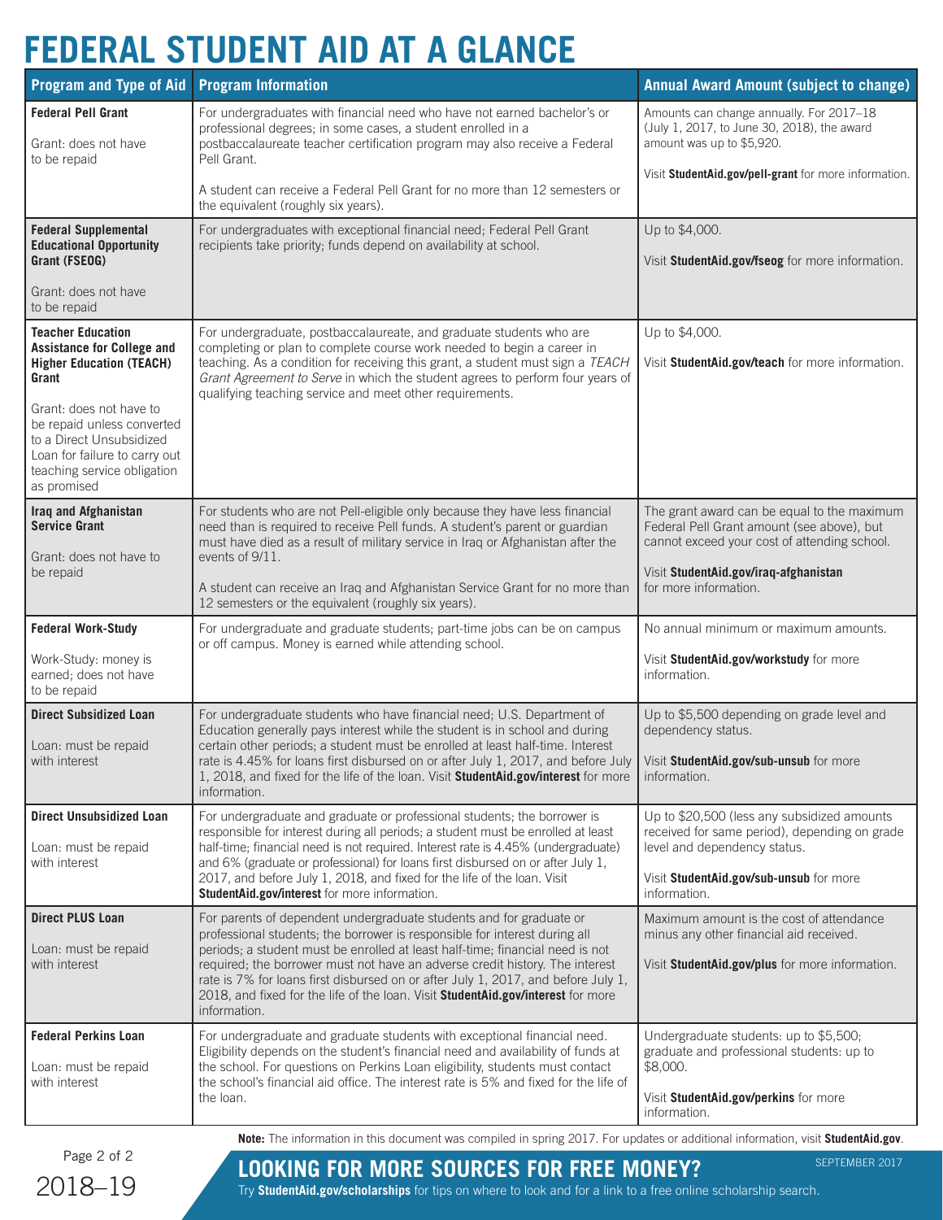# FEDERAL STUDENT AID AT A GLANCE

| Program and Type of Aid | Program Information | Annual Award Amount (subject to change) |
|---|---|---|
| **Federal Pell Grant**<br><br>Grant: does not have to be repaid | For undergraduates with financial need who have not earned bachelor's or professional degrees; in some cases, a student enrolled in a postbaccalaureate teacher certification program may also receive a Federal Pell Grant.<br><br>A student can receive a Federal Pell Grant for no more than 12 semesters or the equivalent (roughly six years). | Amounts can change annually. For 2017–18 (July 1, 2017, to June 30, 2018), the award amount was up to $5,920.<br><br>Visit **StudentAid.gov/pell-grant** for more information. |
| **Federal Supplemental Educational Opportunity Grant (FSEOG)**<br><br>Grant: does not have to be repaid | For undergraduates with exceptional financial need; Federal Pell Grant recipients take priority; funds depend on availability at school. | Up to $4,000.<br><br>Visit **StudentAid.gov/fseog** for more information. |
| **Teacher Education Assistance for College and Higher Education (TEACH) Grant**<br><br>Grant: does not have to be repaid unless converted to a Direct Unsubsidized Loan for failure to carry out teaching service obligation as promised | For undergraduate, postbaccalaureate, and graduate students who are completing or plan to complete course work needed to begin a career in teaching. As a condition for receiving this grant, a student must sign a *TEACH Grant Agreement to Serve* in which the student agrees to perform four years of qualifying teaching service and meet other requirements. | Up to $4,000.<br><br>Visit **StudentAid.gov/teach** for more information. |
| **Iraq and Afghanistan Service Grant**<br><br>Grant: does not have to be repaid | For students who are not Pell-eligible only because they have less financial need than is required to receive Pell funds. A student's parent or guardian must have died as a result of military service in Iraq or Afghanistan after the events of 9/11.<br><br>A student can receive an Iraq and Afghanistan Service Grant for no more than 12 semesters or the equivalent (roughly six years). | The grant award can be equal to the maximum Federal Pell Grant amount (see above), but cannot exceed your cost of attending school.<br><br>Visit **StudentAid.gov/iraq-afghanistan** for more information. |
| **Federal Work-Study**<br><br>Work-Study: money is earned; does not have to be repaid | For undergraduate and graduate students; part-time jobs can be on campus or off campus. Money is earned while attending school. | No annual minimum or maximum amounts.<br><br>Visit **StudentAid.gov/workstudy** for more information. |
| **Direct Subsidized Loan**<br><br>Loan: must be repaid with interest | For undergraduate students who have financial need; U.S. Department of Education generally pays interest while the student is in school and during certain other periods; a student must be enrolled at least half-time. Interest rate is 4.45% for loans first disbursed on or after July 1, 2017, and before July 1, 2018, and fixed for the life of the loan. Visit **StudentAid.gov/interest** for more information. | Up to $5,500 depending on grade level and dependency status.<br><br>Visit **StudentAid.gov/sub-unsub** for more information. |
| **Direct Unsubsidized Loan**<br><br>Loan: must be repaid with interest | For undergraduate and graduate or professional students; the borrower is responsible for interest during all periods; a student must be enrolled at least half-time; financial need is not required. Interest rate is 4.45% (undergraduate) and 6% (graduate or professional) for loans first disbursed on or after July 1, 2017, and before July 1, 2018, and fixed for the life of the loan. Visit **StudentAid.gov/interest** for more information. | Up to $20,500 (less any subsidized amounts received for same period), depending on grade level and dependency status.<br><br>Visit **StudentAid.gov/sub-unsub** for more information. |
| **Direct PLUS Loan**<br><br>Loan: must be repaid with interest | For parents of dependent undergraduate students and for graduate or professional students; the borrower is responsible for interest during all periods; a student must be enrolled at least half-time; financial need is not required; the borrower must not have an adverse credit history. The interest rate is 7% for loans first disbursed on or after July 1, 2017, and before July 1, 2018, and fixed for the life of the loan. Visit **StudentAid.gov/interest** for more information. | Maximum amount is the cost of attendance minus any other financial aid received.<br><br>Visit **StudentAid.gov/plus** for more information. |
| **Federal Perkins Loan**<br><br>Loan: must be repaid with interest | For undergraduate and graduate students with exceptional financial need. Eligibility depends on the student's financial need and availability of funds at the school. For questions on Perkins Loan eligibility, students must contact the school's financial aid office. The interest rate is 5% and fixed for the life of the loan. | Undergraduate students: up to $5,500; graduate and professional students: up to $8,000.<br><br>Visit **StudentAid.gov/perkins** for more information. |

**Note:** The information in this document was compiled in spring 2017. For updates or additional information, visit **StudentAid.gov**.

2018–19

## LOOKING FOR MORE SOURCES FOR FREE MONEY?

Try **StudentAid.gov/scholarships** for tips on where to look and for a link to a free online scholarship search.

SEPTEMBER 2017